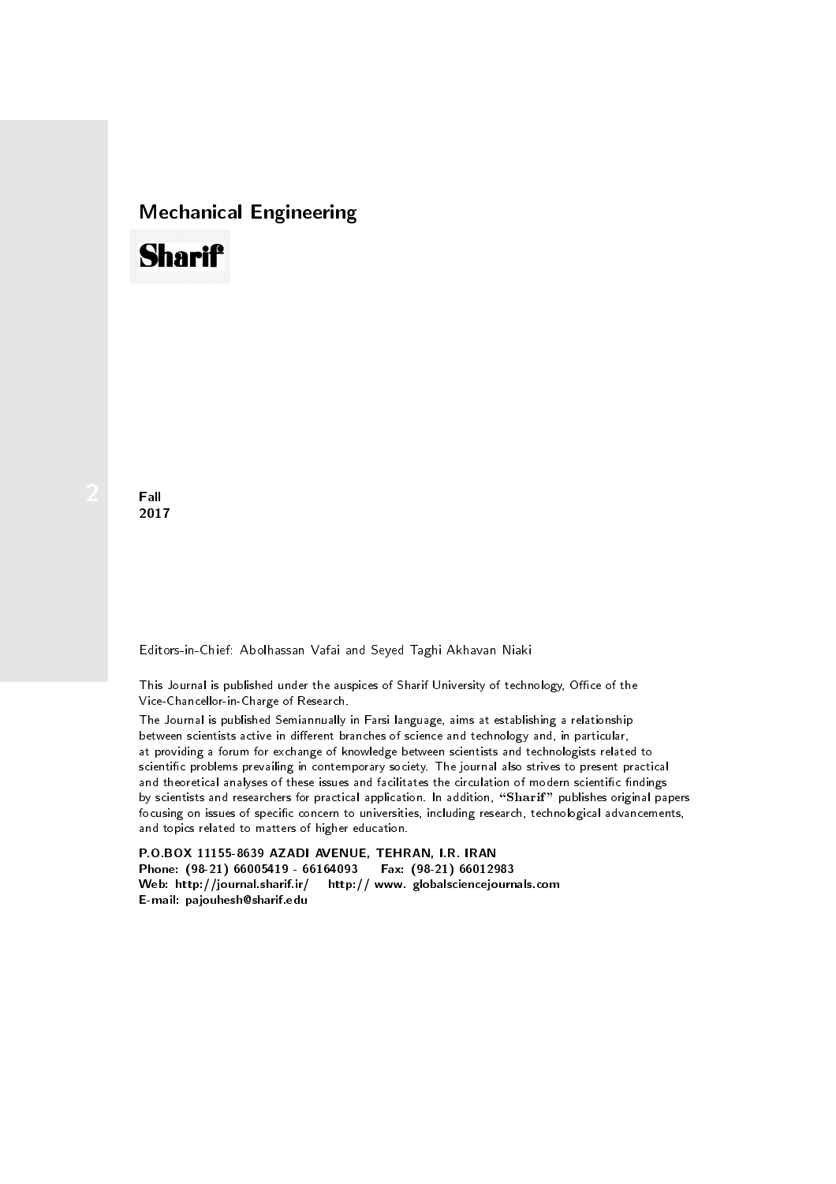## Mechanical Engineering

# Sharif

2

**Fall**
**2017**

Editors-in-Chief: Abolhassan Vafai and Seyed Taghi Akhavan Niaki

This Journal is published under the auspices of Sharif University of technology, Office of the Vice-Chancellor-in-Charge of Research.

The Journal is published Semiannually in Farsi language, aims at establishing a relationship between scientists active in different branches of science and technology and, in particular, at providing a forum for exchange of knowledge between scientists and technologists related to scientific problems prevailing in contemporary society. The journal also strives to present practical and theoretical analyses of these issues and facilitates the circulation of modern scientific findings by scientists and researchers for practical application. In addition, "**Sharif**" publishes original papers focusing on issues of specific concern to universities, including research, technological advancements, and topics related to matters of higher education.

**P.O.BOX 11155-8639 AZADI AVENUE, TEHRAN, I.R. IRAN**
**Phone: (98-21) 66005419 - 66164093 Fax: (98-21) 66012983**
**Web: http://journal.sharif.ir/ http:// www. globalsciencejournals.com**
**E-mail: pajouhesh@sharif.edu**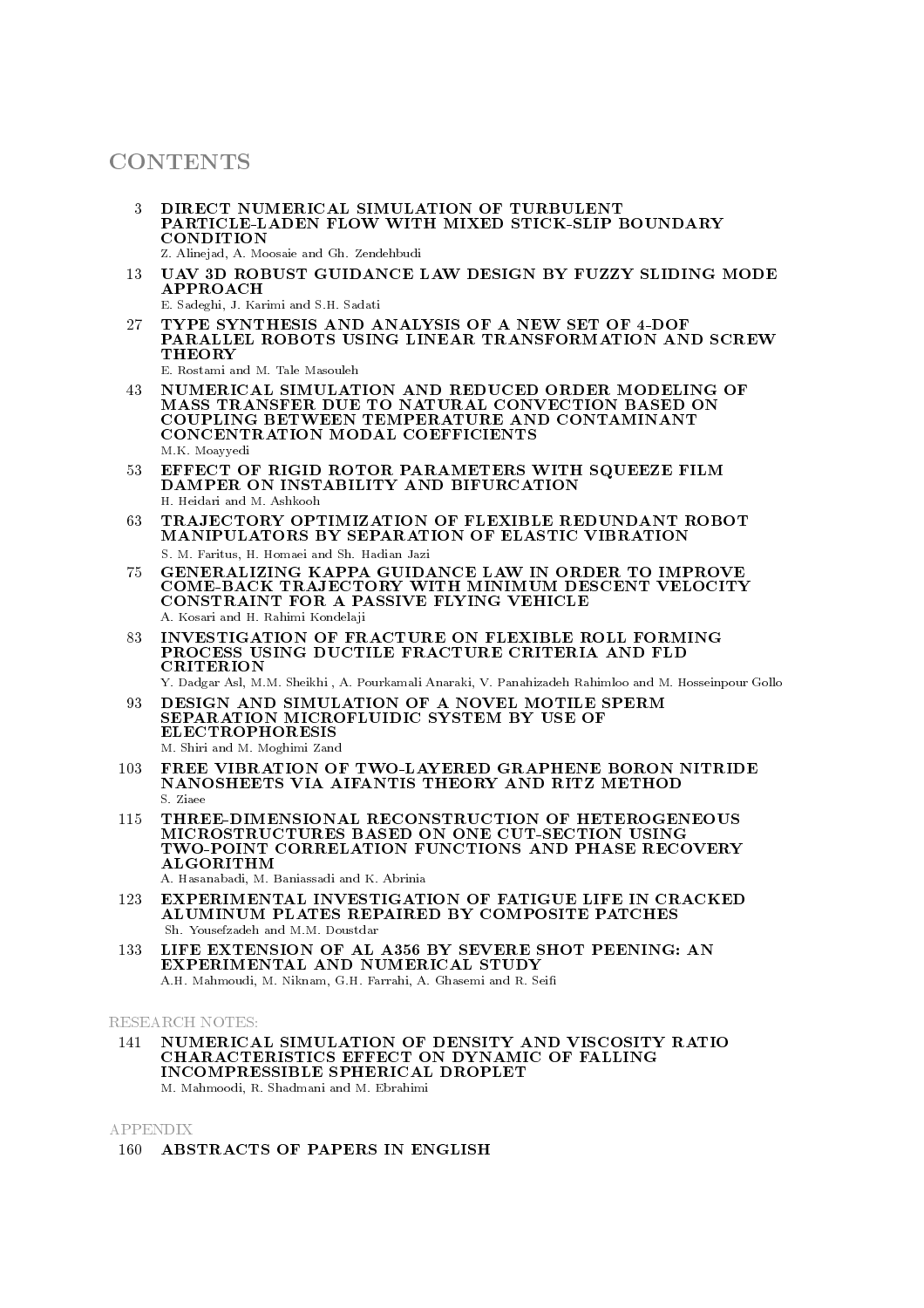# CONTENTS

3 **DIRECT NUMERICAL SIMULATION OF TURBULENT PARTICLE-LADEN FLOW WITH MIXED STICK-SLIP BOUNDARY CONDITION**
Z. Alinejad, A. Moosaie and Gh. Zendehbudi

13 **UAV 3D ROBUST GUIDANCE LAW DESIGN BY FUZZY SLIDING MODE APPROACH**
E. Sadeghi, J. Karimi and S.H. Sadati

27 **TYPE SYNTHESIS AND ANALYSIS OF A NEW SET OF 4-DOF PARALLEL ROBOTS USING LINEAR TRANSFORMATION AND SCREW THEORY**
E. Rostami and M. Tale Masouleh

43 **NUMERICAL SIMULATION AND REDUCED ORDER MODELING OF MASS TRANSFER DUE TO NATURAL CONVECTION BASED ON COUPLING BETWEEN TEMPERATURE AND CONTAMINANT CONCENTRATION MODAL COEFFICIENTS**
M.K. Moayyedi

53 **EFFECT OF RIGID ROTOR PARAMETERS WITH SQUEEZE FILM DAMPER ON INSTABILITY AND BIFURCATION**
H. Heidari and M. Ashkooh

63 **TRAJECTORY OPTIMIZATION OF FLEXIBLE REDUNDANT ROBOT MANIPULATORS BY SEPARATION OF ELASTIC VIBRATION**
S. M. Faritus, H. Homaei and Sh. Hadian Jazi

75 **GENERALIZING KAPPA GUIDANCE LAW IN ORDER TO IMPROVE COME-BACK TRAJECTORY WITH MINIMUM DESCENT VELOCITY CONSTRAINT FOR A PASSIVE FLYING VEHICLE**
A. Kosari and H. Rahimi Kondelaji

83 **INVESTIGATION OF FRACTURE ON FLEXIBLE ROLL FORMING PROCESS USING DUCTILE FRACTURE CRITERIA AND FLD CRITERION**
Y. Dadgar Asl, M.M. Sheikhi , A. Pourkamali Anaraki, V. Panahizadeh Rahimloo and M. Hosseinpour Gollo

93 **DESIGN AND SIMULATION OF A NOVEL MOTILE SPERM SEPARATION MICROFLUIDIC SYSTEM BY USE OF ELECTROPHORESIS**
M. Shiri and M. Moghimi Zand

103 **FREE VIBRATION OF TWO-LAYERED GRAPHENE BORON NITRIDE NANOSHEETS VIA AIFANTIS THEORY AND RITZ METHOD**
S. Ziaee

115 **THREE-DIMENSIONAL RECONSTRUCTION OF HETEROGENEOUS MICROSTRUCTURES BASED ON ONE CUT-SECTION USING TWO-POINT CORRELATION FUNCTIONS AND PHASE RECOVERY ALGORITHM**
A. Hasanabadi, M. Baniassadi and K. Abrinia

123 **EXPERIMENTAL INVESTIGATION OF FATIGUE LIFE IN CRACKED ALUMINUM PLATES REPAIRED BY COMPOSITE PATCHES**
Sh. Yousefzadeh and M.M. Doustdar

133 **LIFE EXTENSION OF AL A356 BY SEVERE SHOT PEENING: AN EXPERIMENTAL AND NUMERICAL STUDY**
A.H. Mahmoudi, M. Niknam, G.H. Farrahi, A. Ghasemi and R. Seifi

RESEARCH NOTES:

141 **NUMERICAL SIMULATION OF DENSITY AND VISCOSITY RATIO CHARACTERISTICS EFFECT ON DYNAMIC OF FALLING INCOMPRESSIBLE SPHERICAL DROPLET**
M. Mahmoodi, R. Shadmani and M. Ebrahimi

APPENDIX

160 **ABSTRACTS OF PAPERS IN ENGLISH**